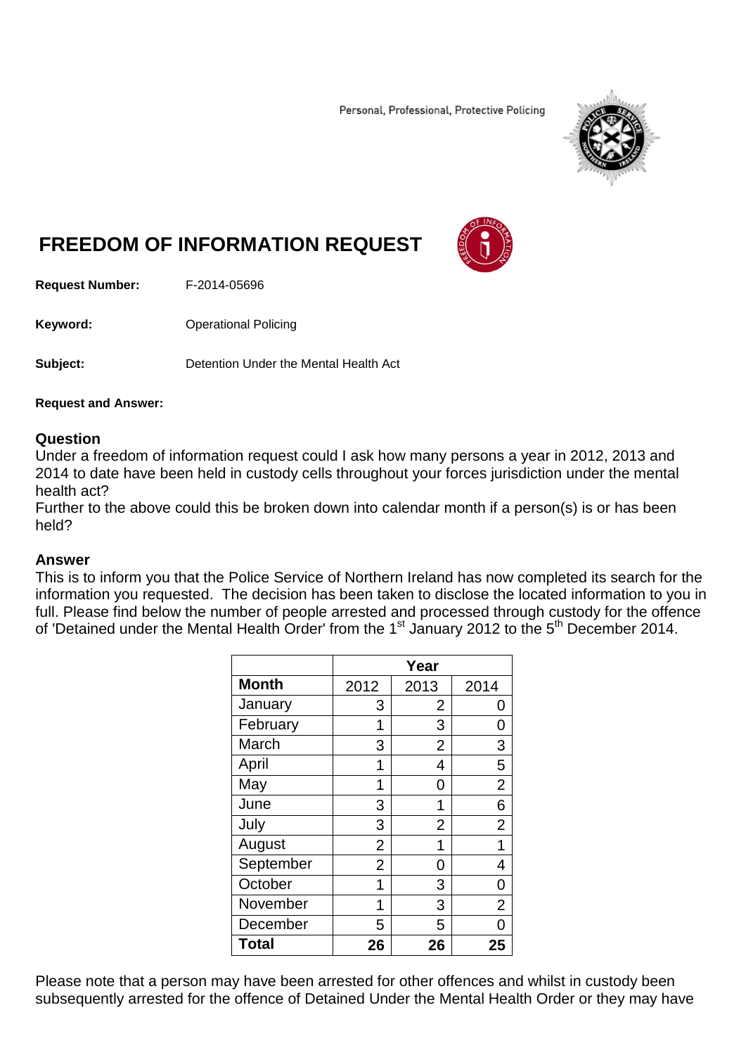Personal, Professional, Protective Policing

# FREEDOM OF INFORMATION REQUEST

**Request Number:** F-2014-05696

**Keyword:** Operational Policing

**Subject:** Detention Under the Mental Health Act

**Request and Answer:**

## Question

Under a freedom of information request could I ask how many persons a year in 2012, 2013 and 2014 to date have been held in custody cells throughout your forces jurisdiction under the mental health act?
Further to the above could this be broken down into calendar month if a person(s) is or has been held?

## Answer

This is to inform you that the Police Service of Northern Ireland has now completed its search for the information you requested. The decision has been taken to disclose the located information to you in full. Please find below the number of people arrested and processed through custody for the offence of 'Detained under the Mental Health Order' from the 1st January 2012 to the 5th December 2014.

| | Year | | |
|---|---|---|---|
| **Month** | 2012 | 2013 | 2014 |
| January | 3 | 2 | 0 |
| February | 1 | 3 | 0 |
| March | 3 | 2 | 3 |
| April | 1 | 4 | 5 |
| May | 1 | 0 | 2 |
| June | 3 | 1 | 6 |
| July | 3 | 2 | 2 |
| August | 2 | 1 | 1 |
| September | 2 | 0 | 4 |
| October | 1 | 3 | 0 |
| November | 1 | 3 | 2 |
| December | 5 | 5 | 0 |
| **Total** | **26** | **26** | **25** |

Please note that a person may have been arrested for other offences and whilst in custody been subsequently arrested for the offence of Detained Under the Mental Health Order or they may have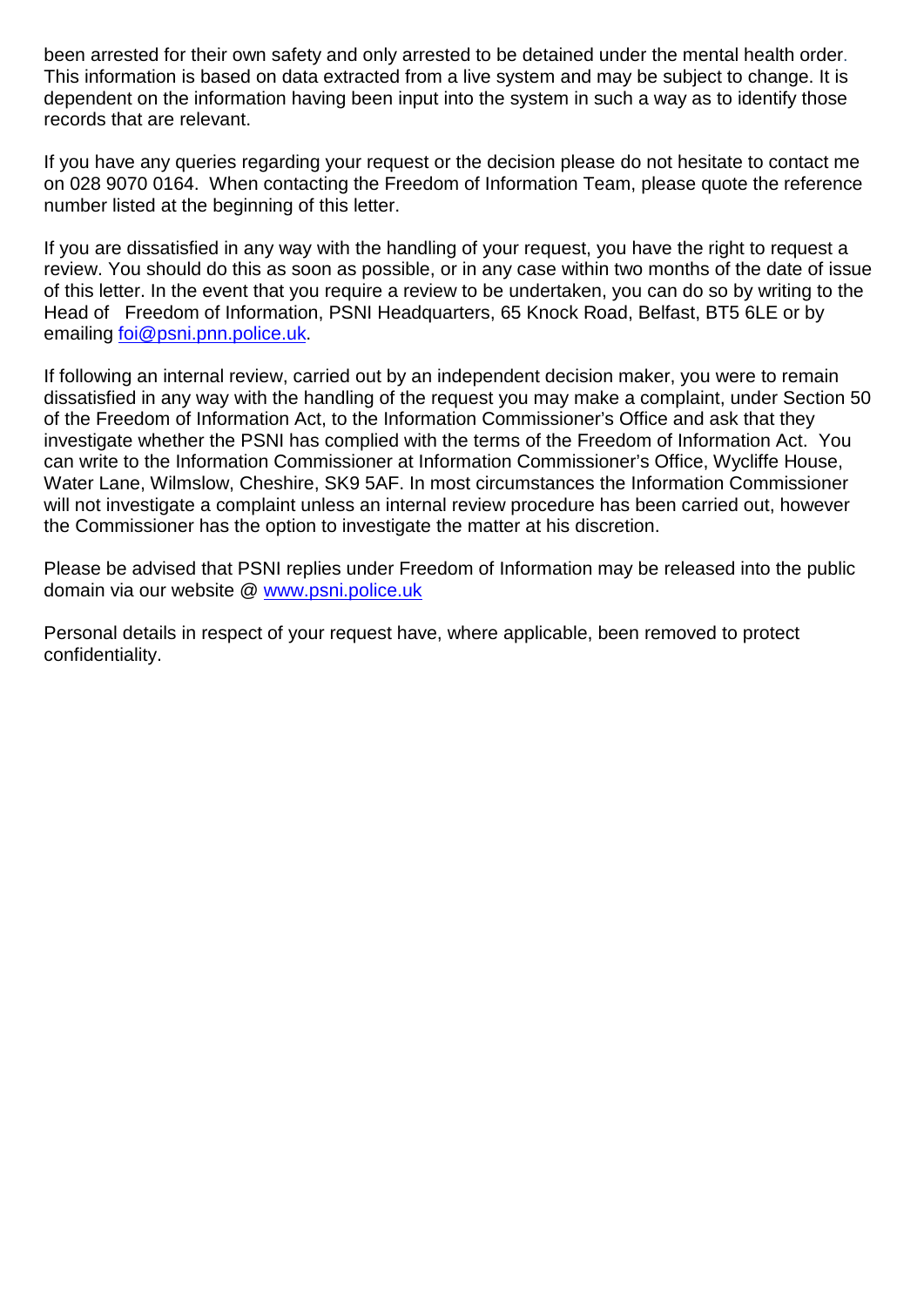been arrested for their own safety and only arrested to be detained under the mental health order. This information is based on data extracted from a live system and may be subject to change. It is dependent on the information having been input into the system in such a way as to identify those records that are relevant.

If you have any queries regarding your request or the decision please do not hesitate to contact me on 028 9070 0164. When contacting the Freedom of Information Team, please quote the reference number listed at the beginning of this letter.

If you are dissatisfied in any way with the handling of your request, you have the right to request a review. You should do this as soon as possible, or in any case within two months of the date of issue of this letter. In the event that you require a review to be undertaken, you can do so by writing to the Head of Freedom of Information, PSNI Headquarters, 65 Knock Road, Belfast, BT5 6LE or by emailing foi@psni.pnn.police.uk.

If following an internal review, carried out by an independent decision maker, you were to remain dissatisfied in any way with the handling of the request you may make a complaint, under Section 50 of the Freedom of Information Act, to the Information Commissioner's Office and ask that they investigate whether the PSNI has complied with the terms of the Freedom of Information Act. You can write to the Information Commissioner at Information Commissioner's Office, Wycliffe House, Water Lane, Wilmslow, Cheshire, SK9 5AF. In most circumstances the Information Commissioner will not investigate a complaint unless an internal review procedure has been carried out, however the Commissioner has the option to investigate the matter at his discretion.

Please be advised that PSNI replies under Freedom of Information may be released into the public domain via our website @ www.psni.police.uk

Personal details in respect of your request have, where applicable, been removed to protect confidentiality.